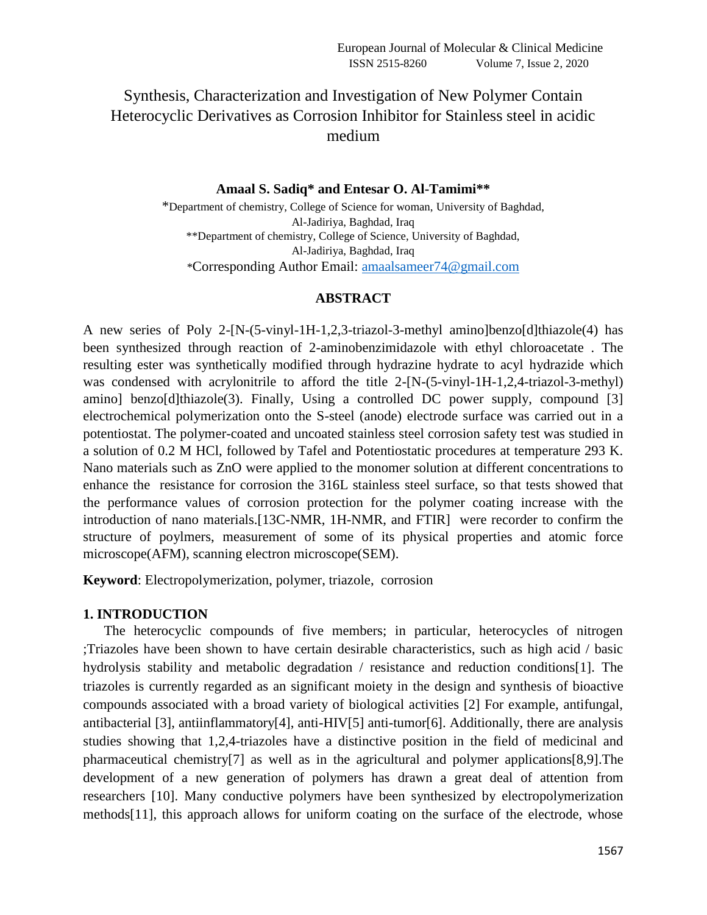# Synthesis, Characterization and Investigation of New Polymer Contain Heterocyclic Derivatives as Corrosion Inhibitor for Stainless steel in acidic medium

**Amaal S. Sadiq\* and Entesar O. Al-Tamimi\*\***

\*Department of chemistry, College of Science for woman, University of Baghdad, Al-Jadiriya, Baghdad, Iraq

\*\*Department of chemistry, College of Science, University of Baghdad, Al-Jadiriya, Baghdad, Iraq

\*Corresponding Author Email: amaalsameer74@gmail.com

## ABSTRACT

A new series of Poly 2-[N-(5-vinyl-1H-1,2,3-triazol-3-methyl amino]benzo[d]thiazole(4) has been synthesized through reaction of 2-aminobenzimidazole with ethyl chloroacetate . The resulting ester was synthetically modified through hydrazine hydrate to acyl hydrazide which was condensed with acrylonitrile to afford the title 2-[N-(5-vinyl-1H-1,2,4-triazol-3-methyl) amino] benzo[d]thiazole(3). Finally, Using a controlled DC power supply, compound [3] electrochemical polymerization onto the S-steel (anode) electrode surface was carried out in a potentiostat. The polymer-coated and uncoated stainless steel corrosion safety test was studied in a solution of 0.2 M HCl, followed by Tafel and Potentiostatic procedures at temperature 293 K. Nano materials such as ZnO were applied to the monomer solution at different concentrations to enhance the resistance for corrosion the 316L stainless steel surface, so that tests showed that the performance values of corrosion protection for the polymer coating increase with the introduction of nano materials.[13C-NMR, 1H-NMR, and FTIR] were recorder to confirm the structure of poylmers, measurement of some of its physical properties and atomic force microscope(AFM), scanning electron microscope(SEM).

**Keyword**: Electropolymerization, polymer, triazole, corrosion

## 1. INTRODUCTION

The heterocyclic compounds of five members; in particular, heterocycles of nitrogen ;Triazoles have been shown to have certain desirable characteristics, such as high acid / basic hydrolysis stability and metabolic degradation / resistance and reduction conditions[1]. The triazoles is currently regarded as an significant moiety in the design and synthesis of bioactive compounds associated with a broad variety of biological activities [2] For example, antifungal, antibacterial [3], antiinflammatory[4], anti-HIV[5] anti-tumor[6]. Additionally, there are analysis studies showing that 1,2,4-triazoles have a distinctive position in the field of medicinal and pharmaceutical chemistry[7] as well as in the agricultural and polymer applications[8,9].The development of a new generation of polymers has drawn a great deal of attention from researchers [10]. Many conductive polymers have been synthesized by electropolymerization methods[11], this approach allows for uniform coating on the surface of the electrode, whose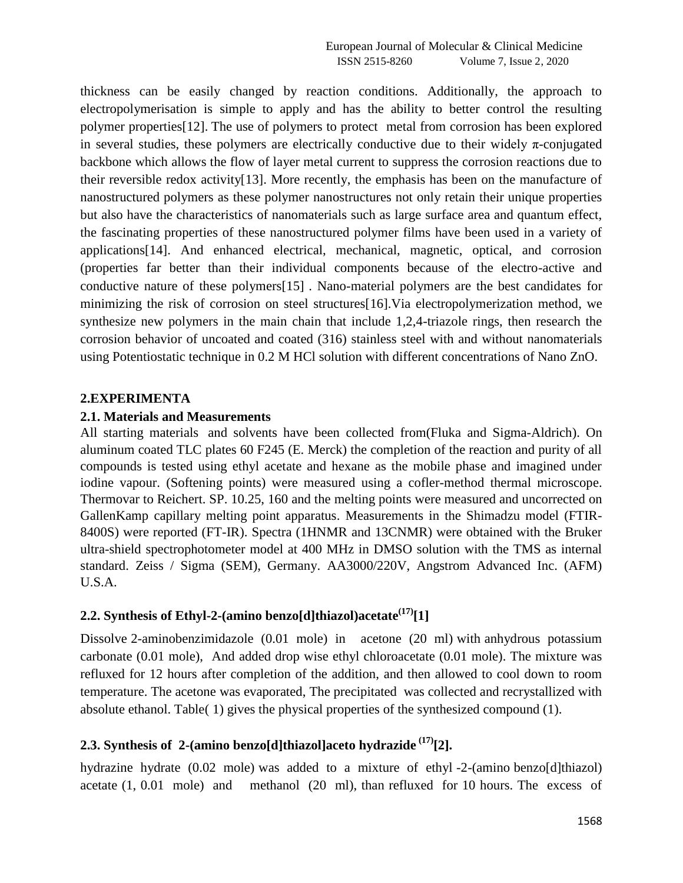thickness can be easily changed by reaction conditions. Additionally, the approach to electropolymerisation is simple to apply and has the ability to better control the resulting polymer properties[12]. The use of polymers to protect metal from corrosion has been explored in several studies, these polymers are electrically conductive due to their widely π-conjugated backbone which allows the flow of layer metal current to suppress the corrosion reactions due to their reversible redox activity[13]. More recently, the emphasis has been on the manufacture of nanostructured polymers as these polymer nanostructures not only retain their unique properties but also have the characteristics of nanomaterials such as large surface area and quantum effect, the fascinating properties of these nanostructured polymer films have been used in a variety of applications[14]. And enhanced electrical, mechanical, magnetic, optical, and corrosion (properties far better than their individual components because of the electro-active and conductive nature of these polymers[15] . Nano-material polymers are the best candidates for minimizing the risk of corrosion on steel structures[16].Via electropolymerization method, we synthesize new polymers in the main chain that include 1,2,4-triazole rings, then research the corrosion behavior of uncoated and coated (316) stainless steel with and without nanomaterials using Potentiostatic technique in 0.2 M HCl solution with different concentrations of Nano ZnO.

## 2.EXPERIMENTA

### 2.1. Materials and Measurements

All starting materials and solvents have been collected from(Fluka and Sigma-Aldrich). On aluminum coated TLC plates 60 F245 (E. Merck) the completion of the reaction and purity of all compounds is tested using ethyl acetate and hexane as the mobile phase and imagined under iodine vapour. (Softening points) were measured using a cofler-method thermal microscope. Thermovar to Reichert. SP. 10.25, 160 and the melting points were measured and uncorrected on GallenKamp capillary melting point apparatus. Measurements in the Shimadzu model (FTIR-8400S) were reported (FT-IR). Spectra (1HNMR and 13CNMR) were obtained with the Bruker ultra-shield spectrophotometer model at 400 MHz in DMSO solution with the TMS as internal standard. Zeiss / Sigma (SEM), Germany. AA3000/220V, Angstrom Advanced Inc. (AFM) U.S.A.

### 2.2. Synthesis of Ethyl-2-(amino benzo[d]thiazol)acetate(17)[1]

Dissolve 2-aminobenzimidazole (0.01 mole) in acetone (20 ml) with anhydrous potassium carbonate (0.01 mole), And added drop wise ethyl chloroacetate (0.01 mole). The mixture was refluxed for 12 hours after completion of the addition, and then allowed to cool down to room temperature. The acetone was evaporated, The precipitated was collected and recrystallized with absolute ethanol. Table( 1) gives the physical properties of the synthesized compound (1).

### 2.3. Synthesis of 2-(amino benzo[d]thiazol]aceto hydrazide (17)[2].

hydrazine hydrate (0.02 mole) was added to a mixture of ethyl -2-(amino benzo[d]thiazol) acetate (1, 0.01 mole) and methanol (20 ml), than refluxed for 10 hours. The excess of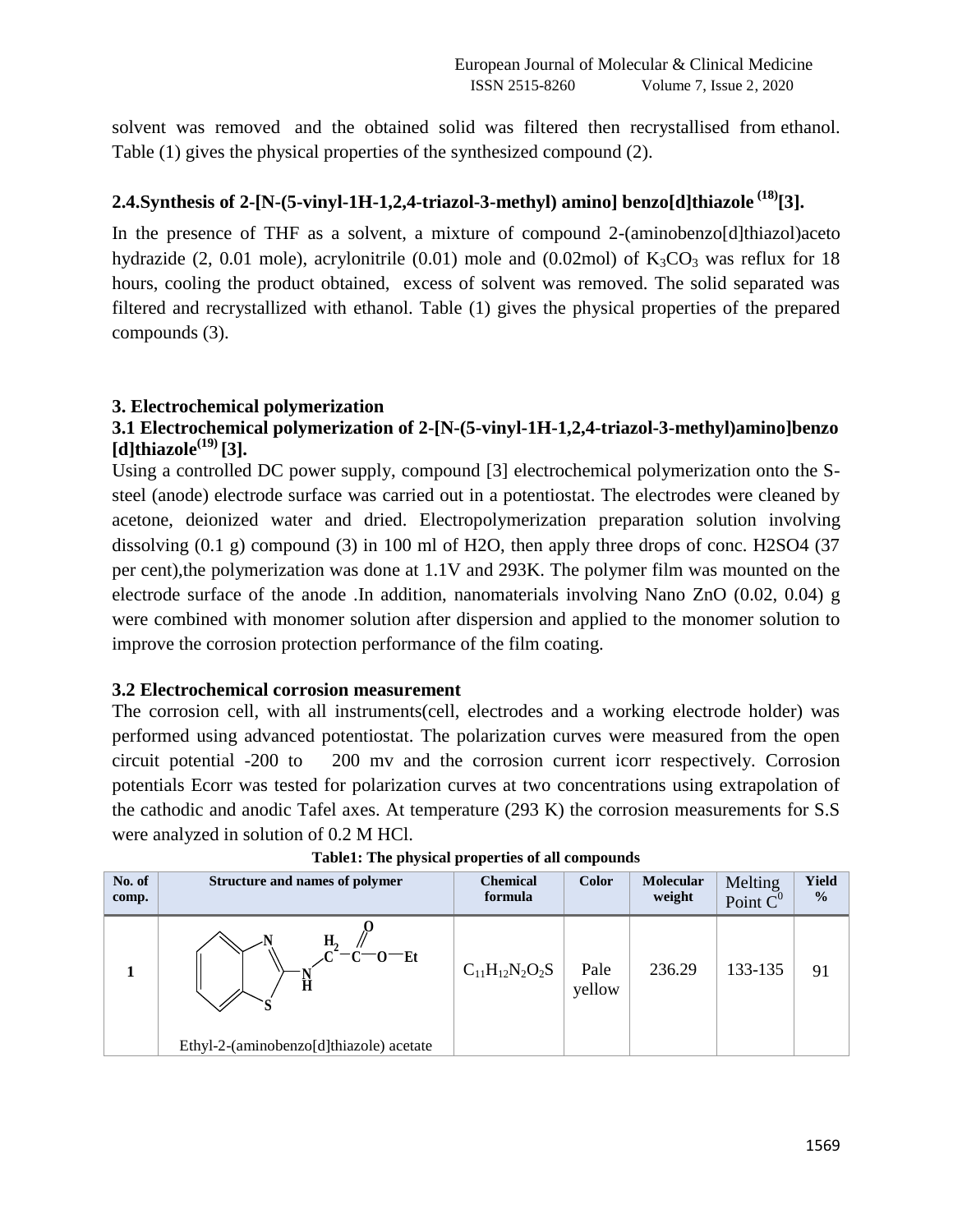solvent was removed and the obtained solid was filtered then recrystallised from ethanol. Table (1) gives the physical properties of the synthesized compound (2).

## 2.4.Synthesis of 2-[N-(5-vinyl-1H-1,2,4-triazol-3-methyl) amino] benzo[d]thiazole [18][3].

In the presence of THF as a solvent, a mixture of compound 2-(aminobenzo[d]thiazol)aceto hydrazide (2, 0.01 mole), acrylonitrile (0.01) mole and (0.02mol) of $K_3CO_3$ was reflux for 18 hours, cooling the product obtained, excess of solvent was removed. The solid separated was filtered and recrystallized with ethanol. Table (1) gives the physical properties of the prepared compounds (3).

## 3. Electrochemical polymerization

### 3.1 Electrochemical polymerization of 2-[N-(5-vinyl-1H-1,2,4-triazol-3-methyl)amino]benzo [d]thiazole[19] [3].

Using a controlled DC power supply, compound [3] electrochemical polymerization onto the S-steel (anode) electrode surface was carried out in a potentiostat. The electrodes were cleaned by acetone, deionized water and dried. Electropolymerization preparation solution involving dissolving (0.1 g) compound (3) in 100 ml of H2O, then apply three drops of conc. H2SO4 (37 per cent),the polymerization was done at 1.1V and 293K. The polymer film was mounted on the electrode surface of the anode .In addition, nanomaterials involving Nano ZnO (0.02, 0.04) g were combined with monomer solution after dispersion and applied to the monomer solution to improve the corrosion protection performance of the film coating.

### 3.2 Electrochemical corrosion measurement

The corrosion cell, with all instruments(cell, electrodes and a working electrode holder) was performed using advanced potentiostat. The polarization curves were measured from the open circuit potential -200 to 200 mv and the corrosion current icorr respectively. Corrosion potentials Ecorr was tested for polarization curves at two concentrations using extrapolation of the cathodic and anodic Tafel axes. At temperature (293 K) the corrosion measurements for S.S were analyzed in solution of 0.2 M HCl.

**Table1: The physical properties of all compounds**

| No. of comp. | Structure and names of polymer | Chemical formula | Color | Molecular weight | Melting Point $C^0$ | Yield % |
|---|---|---|---|---|---|---|
| 1 | Ethyl-2-(aminobenzo[d]thiazole) acetate | $C_{11}H_{12}N_2O_2S$ | Pale yellow | 236.29 | 133-135 | 91 |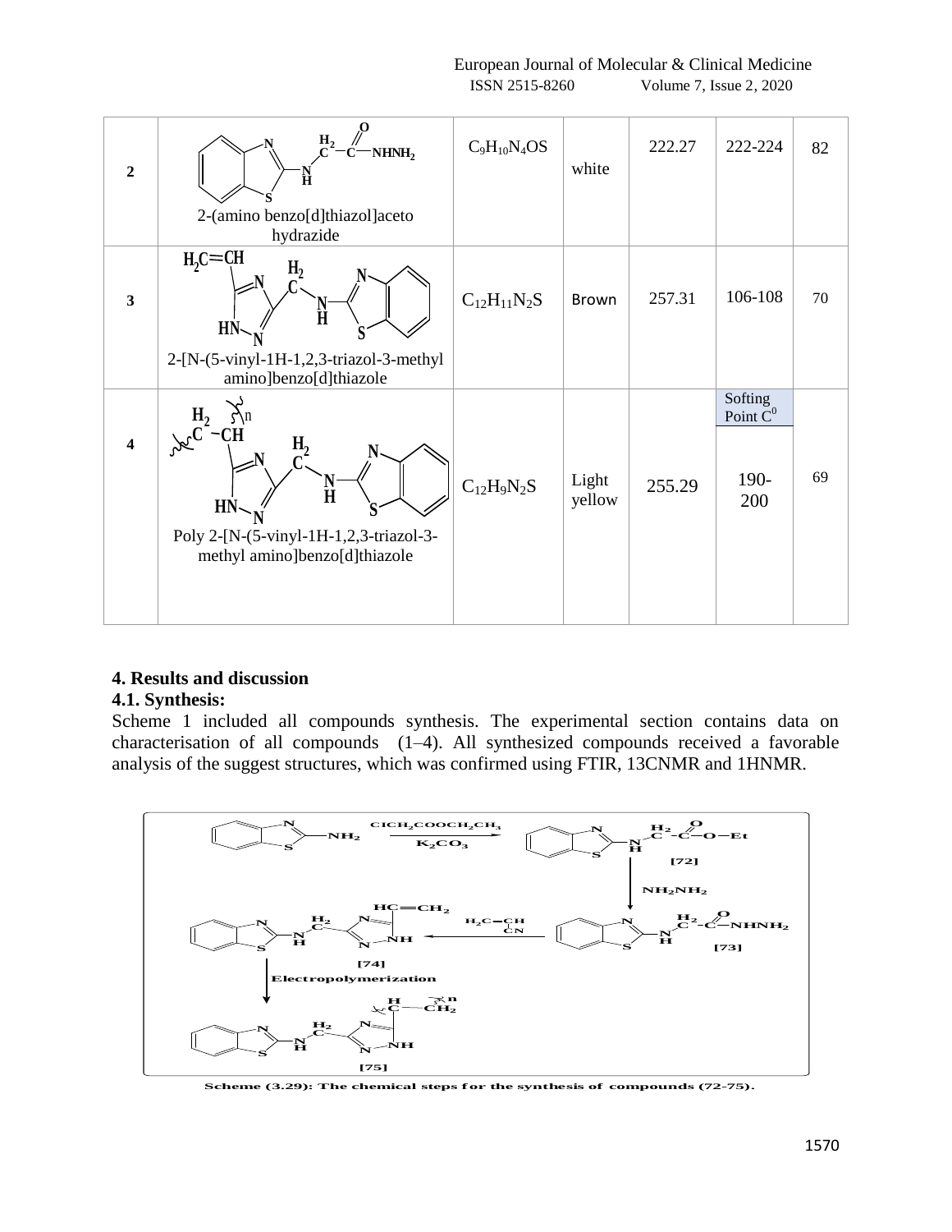| 2 | 2-(amino benzo[d]thiazol]aceto hydrazide | $C_9H_{10}N_4OS$ | white | 222.27 | 222-224 | 82 |
|---|---|---|---|---|---|---|
| 3 | 2-[N-(5-vinyl-1H-1,2,3-triazol-3-methyl amino]benzo[d]thiazole | $C_{12}H_{11}N_2S$ | Brown | 257.31 | 106-108 | 70 |
| 4 | Poly 2-[N-(5-vinyl-1H-1,2,3-triazol-3-methyl amino]benzo[d]thiazole | $C_{12}H_9N_2S$ | Light yellow | 255.29 | Softing Point $C^0$ 190-200 | 69 |

## 4. Results and discussion

### 4.1. Synthesis:

Scheme 1 included all compounds synthesis. The experimental section contains data on characterisation of all compounds (1–4). All synthesized compounds received a favorable analysis of the suggest structures, which was confirmed using FTIR, 13CNMR and 1HNMR.

Scheme (3.29): The chemical steps for the synthesis of compounds (72-75).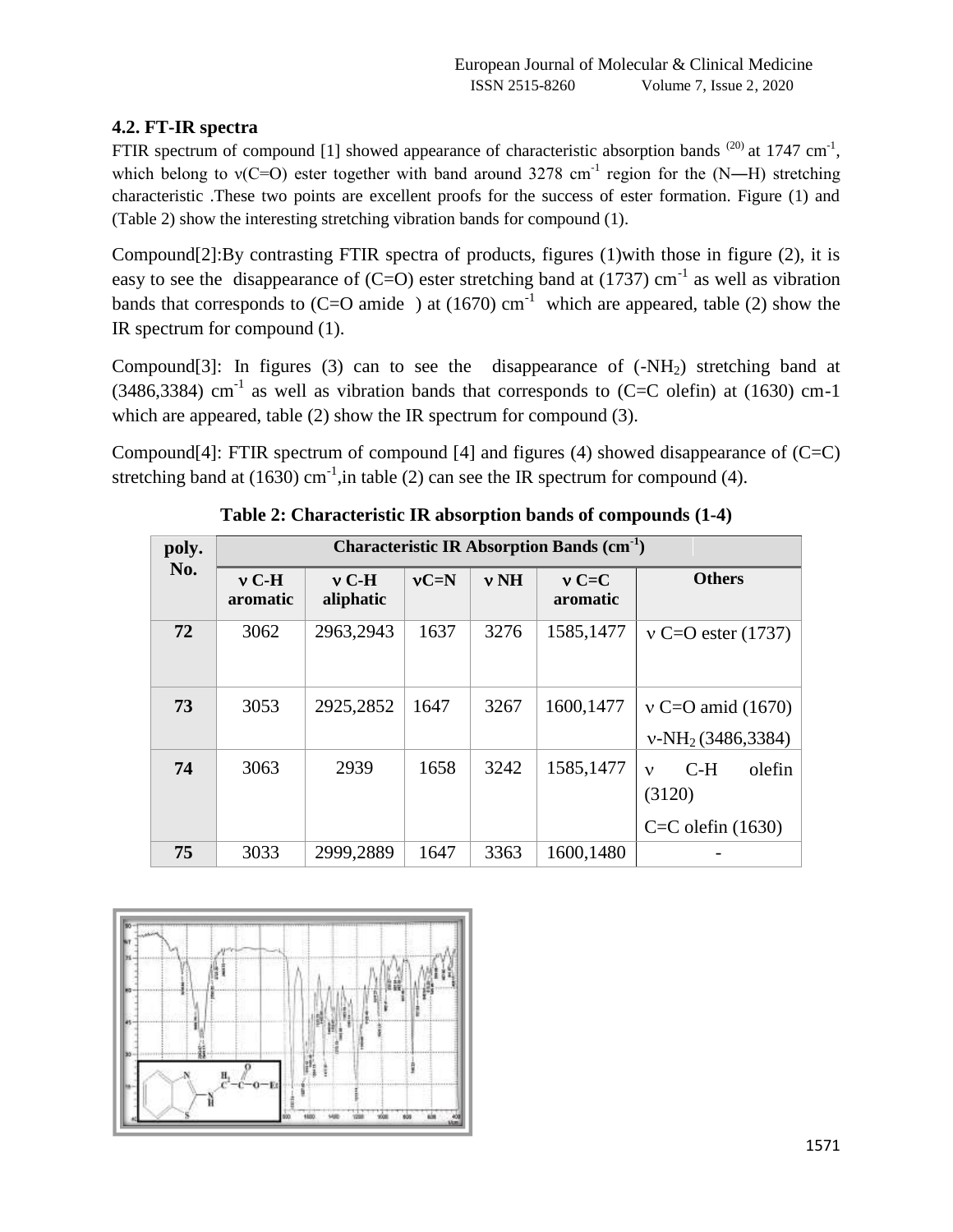### 4.2. FT-IR spectra

FTIR spectrum of compound [1] showed appearance of characteristic absorption bands [20] at 1747 $cm^{-1}$, which belong to ν(C=O) ester together with band around 3278 $cm^{-1}$ region for the (N―H) stretching characteristic .These two points are excellent proofs for the success of ester formation. Figure (1) and (Table 2) show the interesting stretching vibration bands for compound (1).

Compound[2]:By contrasting FTIR spectra of products, figures (1)with those in figure (2), it is easy to see the disappearance of (C=O) ester stretching band at (1737) $cm^{-1}$ as well as vibration bands that corresponds to (C=O amide ) at (1670) $cm^{-1}$ which are appeared, table (2) show the IR spectrum for compound (1).

Compound[3]: In figures (3) can to see the disappearance of ($-NH_2$) stretching band at (3486,3384) $cm^{-1}$ as well as vibration bands that corresponds to (C=C olefin) at (1630) cm-1 which are appeared, table (2) show the IR spectrum for compound (3).

Compound[4]: FTIR spectrum of compound [4] and figures (4) showed disappearance of (C=C) stretching band at (1630) $cm^{-1}$,in table (2) can see the IR spectrum for compound (4).

**Table 2: Characteristic IR absorption bands of compounds (1-4)**

| poly. No. | Characteristic IR Absorption Bands ($cm^{-1}$) | | | | | |
|---|---|---|---|---|---|---|
| | ν C-H aromatic | ν C-H aliphatic | νC=N | ν NH | ν C=C aromatic | Others |
| 72 | 3062 | 2963,2943 | 1637 | 3276 | 1585,1477 | ν C=O ester (1737) |
| 73 | 3053 | 2925,2852 | 1647 | 3267 | 1600,1477 | ν C=O amid (1670) ν-$NH_2$ (3486,3384) |
| 74 | 3063 | 2939 | 1658 | 3242 | 1585,1477 | ν C-H olefin (3120) C=C olefin (1630) |
| 75 | 3033 | 2999,2889 | 1647 | 3363 | 1600,1480 | - |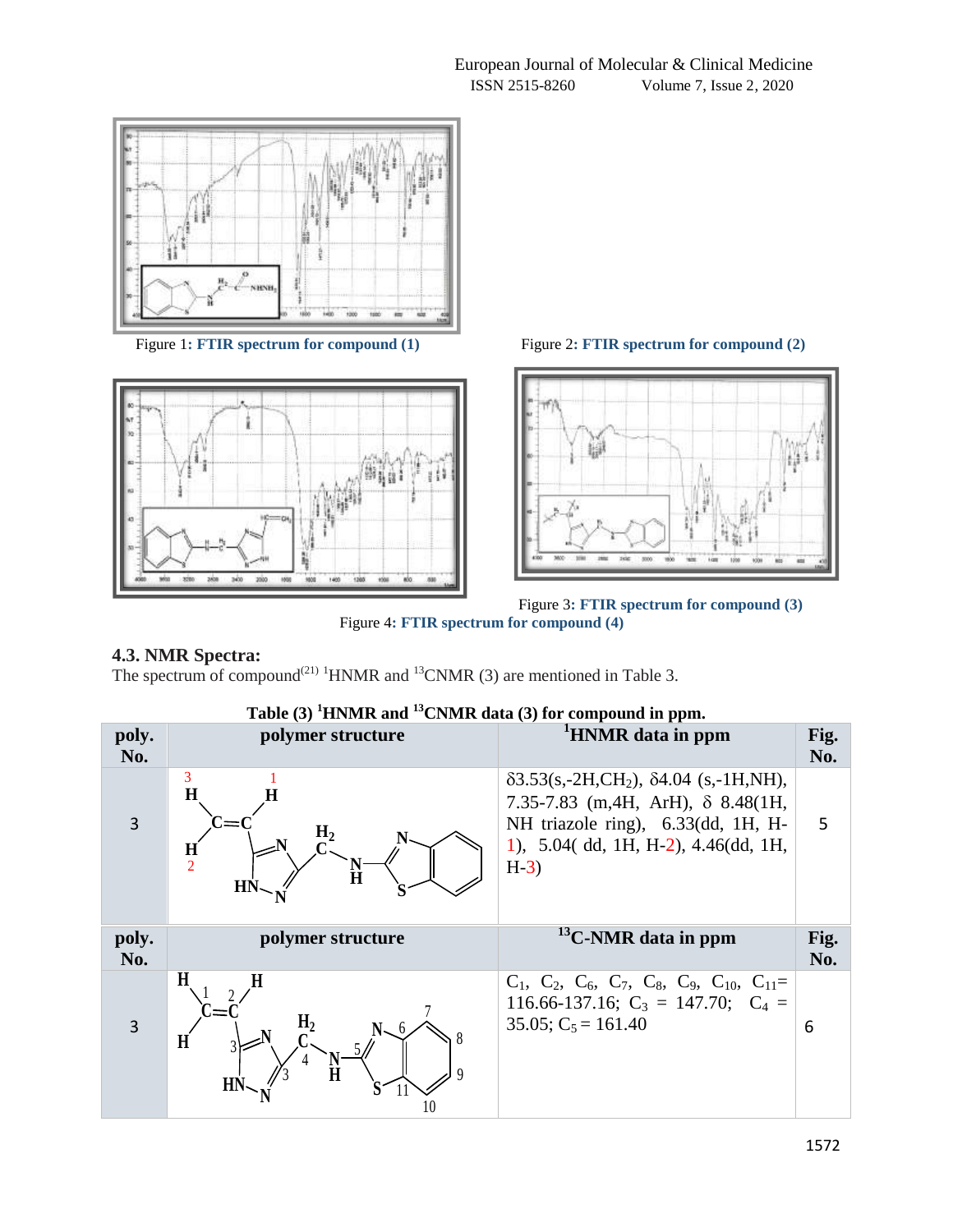Figure 1: **FTIR spectrum for compound (1)**

Figure 2: **FTIR spectrum for compound (2)**

Figure 3: **FTIR spectrum for compound (3)**

Figure 4: **FTIR spectrum for compound (4)**

### 4.3. NMR Spectra:

The spectrum of compound[21] $^{1}$HNMR and $^{13}$CNMR (3) are mentioned in Table 3.

**Table (3) $^{1}$HNMR and $^{13}$CNMR data (3) for compound in ppm.**

| poly. No. | polymer structure | $^{1}$HNMR data in ppm | Fig. No. |
|---|---|---|---|
| 3 | | δ3.53(s,-2H,$CH_2$), δ4.04 (s,-1H,NH), 7.35-7.83 (m,4H, ArH), δ 8.48(1H, NH triazole ring), 6.33(dd, 1H, H-1), 5.04( dd, 1H, H-2), 4.46(dd, 1H, H-3) | 5 |
| **poly. No.** | **polymer structure** | **$^{13}$C-NMR data in ppm** | **Fig. No.** |
| 3 | | $C_1$, $C_2$, $C_6$, $C_7$, $C_8$, $C_9$, $C_{10}$, $C_{11}$= 116.66-137.16; $C_3$ = 147.70; $C_4$ = 35.05; $C_5$ = 161.40 | 6 |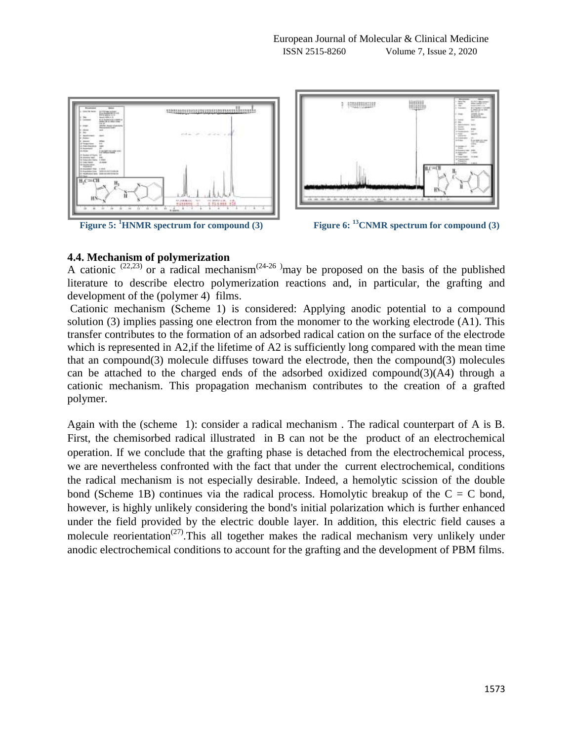**Figure 5: $^{1}$HNMR spectrum for compound (3)**

**Figure 6: $^{13}$CNMR spectrum for compound (3)**

### 4.4. Mechanism of polymerization

A cationic [22,23] or a radical mechanism[24-26] may be proposed on the basis of the published literature to describe electro polymerization reactions and, in particular, the grafting and development of the (polymer 4) films.

Cationic mechanism (Scheme 1) is considered: Applying anodic potential to a compound solution (3) implies passing one electron from the monomer to the working electrode (A1). This transfer contributes to the formation of an adsorbed radical cation on the surface of the electrode which is represented in A2,if the lifetime of A2 is sufficiently long compared with the mean time that an compound(3) molecule diffuses toward the electrode, then the compound(3) molecules can be attached to the charged ends of the adsorbed oxidized compound(3)(A4) through a cationic mechanism. This propagation mechanism contributes to the creation of a grafted polymer.

Again with the (scheme 1): consider a radical mechanism . The radical counterpart of A is B. First, the chemisorbed radical illustrated in B can not be the product of an electrochemical operation. If we conclude that the grafting phase is detached from the electrochemical process, we are nevertheless confronted with the fact that under the current electrochemical, conditions the radical mechanism is not especially desirable. Indeed, a hemolytic scission of the double bond (Scheme 1B) continues via the radical process. Homolytic breakup of the C = C bond, however, is highly unlikely considering the bond's initial polarization which is further enhanced under the field provided by the electric double layer. In addition, this electric field causes a molecule reorientation[27].This all together makes the radical mechanism very unlikely under anodic electrochemical conditions to account for the grafting and the development of PBM films.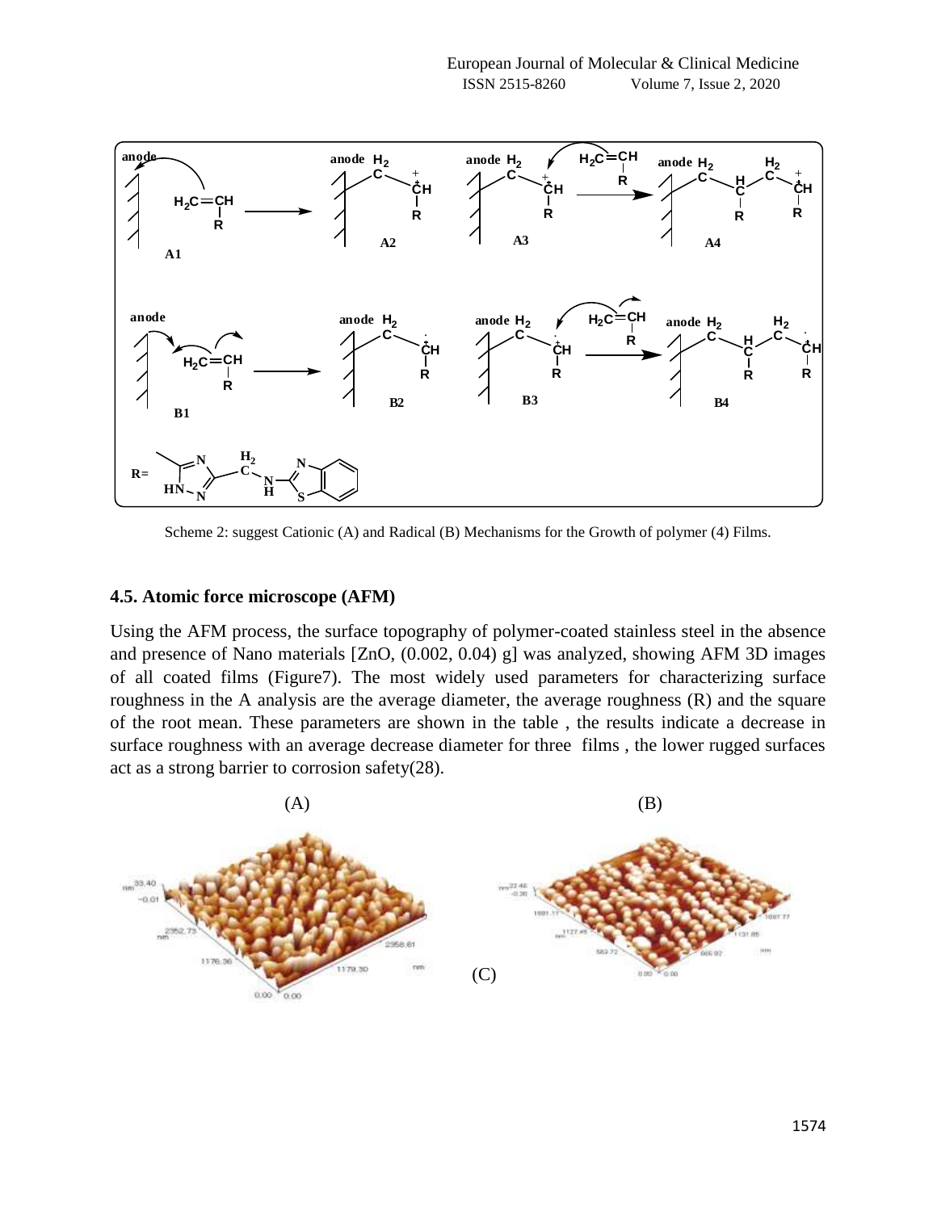Scheme 2: suggest Cationic (A) and Radical (B) Mechanisms for the Growth of polymer (4) Films.

### 4.5. Atomic force microscope (AFM)

Using the AFM process, the surface topography of polymer-coated stainless steel in the absence and presence of Nano materials [ZnO, (0.002, 0.04) g] was analyzed, showing AFM 3D images of all coated films (Figure7). The most widely used parameters for characterizing surface roughness in the A analysis are the average diameter, the average roughness (R) and the square of the root mean. These parameters are shown in the table , the results indicate a decrease in surface roughness with an average decrease diameter for three films , the lower rugged surfaces act as a strong barrier to corrosion safety(28).

(A) (B)

(C)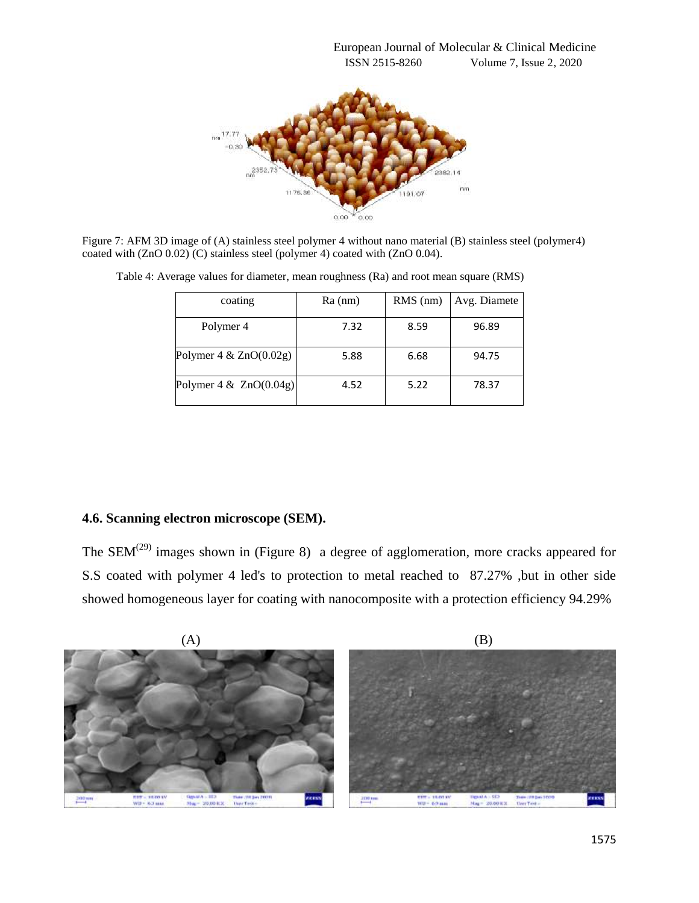Figure 7: AFM 3D image of (A) stainless steel polymer 4 without nano material (B) stainless steel (polymer4) coated with (ZnO 0.02) (C) stainless steel (polymer 4) coated with (ZnO 0.04).

Table 4: Average values for diameter, mean roughness (Ra) and root mean square (RMS)

| coating | Ra (nm) | RMS (nm) | Avg. Diamete |
|---|---|---|---|
| Polymer 4 | 7.32 | 8.59 | 96.89 |
| Polymer 4 & ZnO(0.02g) | 5.88 | 6.68 | 94.75 |
| Polymer 4 & ZnO(0.04g) | 4.52 | 5.22 | 78.37 |

### 4.6. Scanning electron microscope (SEM).

The SEM[29] images shown in (Figure 8) a degree of agglomeration, more cracks appeared for S.S coated with polymer 4 led's to protection to metal reached to 87.27% ,but in other side showed homogeneous layer for coating with nanocomposite with a protection efficiency 94.29%

(A) (B)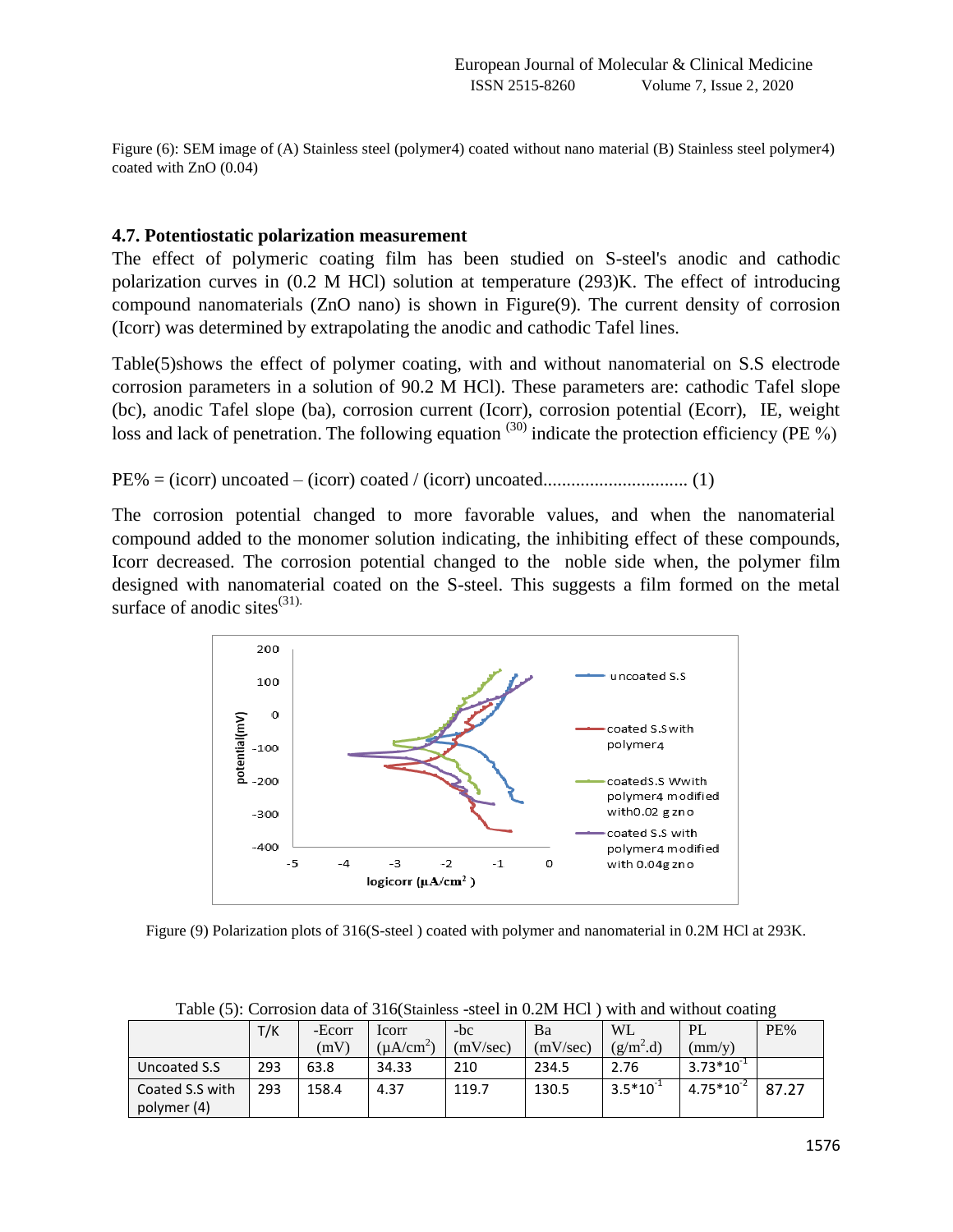Figure (6): SEM image of (A) Stainless steel (polymer4) coated without nano material (B) Stainless steel polymer4) coated with ZnO (0.04)

### 4.7. Potentiostatic polarization measurement

The effect of polymeric coating film has been studied on S-steel's anodic and cathodic polarization curves in (0.2 M HCl) solution at temperature (293)K. The effect of introducing compound nanomaterials (ZnO nano) is shown in Figure(9). The current density of corrosion (Icorr) was determined by extrapolating the anodic and cathodic Tafel lines.

Table(5)shows the effect of polymer coating, with and without nanomaterial on S.S electrode corrosion parameters in a solution of 90.2 M HCl). These parameters are: cathodic Tafel slope (bc), anodic Tafel slope (ba), corrosion current (Icorr), corrosion potential (Ecorr), IE, weight loss and lack of penetration. The following equation [30] indicate the protection efficiency (PE %)

PE% = (icorr) uncoated – (icorr) coated / (icorr) uncoated.............................. (1)

The corrosion potential changed to more favorable values, and when the nanomaterial compound added to the monomer solution indicating, the inhibiting effect of these compounds, Icorr decreased. The corrosion potential changed to the noble side when, the polymer film designed with nanomaterial coated on the S-steel. This suggests a film formed on the metal surface of anodic sites[31].

Figure (9) Polarization plots of 316(S-steel ) coated with polymer and nanomaterial in 0.2M HCl at 293K.

Table (5): Corrosion data of 316(Stainless -steel in 0.2M HCl ) with and without coating

| | T/K | -Ecorr (mV) | Icorr ($\mu A/cm^2$) | -bc (mV/sec) | Ba (mV/sec) | WL ($g/m^2.d$) | PL (mm/y) | PE% |
|---|---|---|---|---|---|---|---|---|
| Uncoated S.S | 293 | 63.8 | 34.33 | 210 | 234.5 | 2.76 | $3.73*10^{-1}$ | |
| Coated S.S with polymer (4) | 293 | 158.4 | 4.37 | 119.7 | 130.5 | $3.5*10^{-1}$ | $4.75*10^{-2}$ | 87.27 |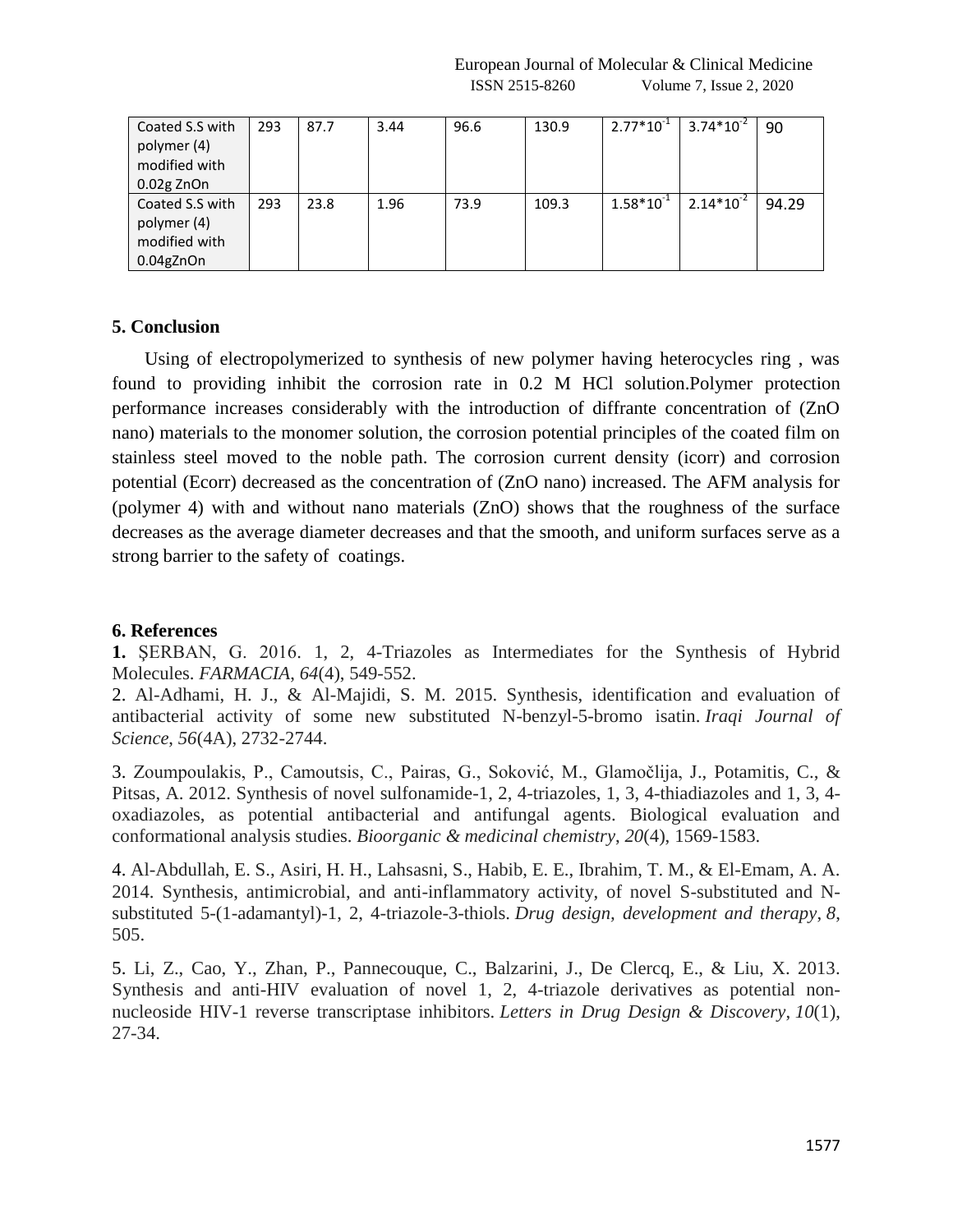| Coated S.S with polymer (4) modified with 0.02g ZnOn | 293 | 87.7 | 3.44 | 96.6 | 130.9 | $2.77*10^{-1}$ | $3.74*10^{-2}$ | 90 |
|---|---|---|---|---|---|---|---|---|
| Coated S.S with polymer (4) modified with 0.04gZnOn | 293 | 23.8 | 1.96 | 73.9 | 109.3 | $1.58*10^{-1}$ | $2.14*10^{-2}$ | 94.29 |

## 5. Conclusion

Using of electropolymerized to synthesis of new polymer having heterocycles ring , was found to providing inhibit the corrosion rate in 0.2 M HCl solution.Polymer protection performance increases considerably with the introduction of diffrante concentration of (ZnO nano) materials to the monomer solution, the corrosion potential principles of the coated film on stainless steel moved to the noble path. The corrosion current density (icorr) and corrosion potential (Ecorr) decreased as the concentration of (ZnO nano) increased. The AFM analysis for (polymer 4) with and without nano materials (ZnO) shows that the roughness of the surface decreases as the average diameter decreases and that the smooth, and uniform surfaces serve as a strong barrier to the safety of coatings.

## 6. References

**1.** ŞERBAN, G. 2016. 1, 2, 4-Triazoles as Intermediates for the Synthesis of Hybrid Molecules. *FARMACIA*, *64*(4), 549-552.

2. Al-Adhami, H. J., & Al-Majidi, S. M. 2015. Synthesis, identification and evaluation of antibacterial activity of some new substituted N-benzyl-5-bromo isatin. *Iraqi Journal of Science*, *56*(4A), 2732-2744.

3. Zoumpoulakis, P., Camoutsis, C., Pairas, G., Soković, M., Glamočlija, J., Potamitis, C., & Pitsas, A. 2012. Synthesis of novel sulfonamide-1, 2, 4-triazoles, 1, 3, 4-thiadiazoles and 1, 3, 4-oxadiazoles, as potential antibacterial and antifungal agents. Biological evaluation and conformational analysis studies. *Bioorganic & medicinal chemistry*, *20*(4), 1569-1583.

4. Al-Abdullah, E. S., Asiri, H. H., Lahsasni, S., Habib, E. E., Ibrahim, T. M., & El-Emam, A. A. 2014. Synthesis, antimicrobial, and anti-inflammatory activity, of novel S-substituted and N-substituted 5-(1-adamantyl)-1, 2, 4-triazole-3-thiols. *Drug design, development and therapy*, *8*, 505.

5. Li, Z., Cao, Y., Zhan, P., Pannecouque, C., Balzarini, J., De Clercq, E., & Liu, X. 2013. Synthesis and anti-HIV evaluation of novel 1, 2, 4-triazole derivatives as potential non-nucleoside HIV-1 reverse transcriptase inhibitors. *Letters in Drug Design & Discovery*, *10*(1), 27-34.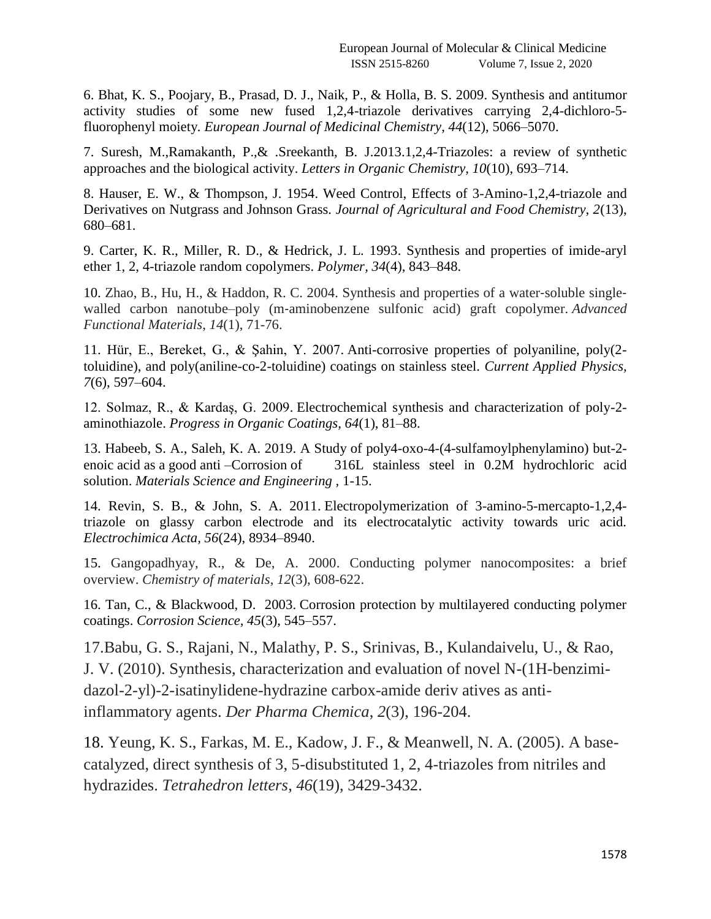6. Bhat, K. S., Poojary, B., Prasad, D. J., Naik, P., & Holla, B. S. 2009. Synthesis and antitumor activity studies of some new fused 1,2,4-triazole derivatives carrying 2,4-dichloro-5-fluorophenyl moiety. *European Journal of Medicinal Chemistry*, *44*(12), 5066–5070.

7. Suresh, M.,Ramakanth, P.,& .Sreekanth, B. J.2013.1,2,4-Triazoles: a review of synthetic approaches and the biological activity. *Letters in Organic Chemistry*, *10*(10), 693–714.

8. Hauser, E. W., & Thompson, J. 1954. Weed Control, Effects of 3-Amino-1,2,4-triazole and Derivatives on Nutgrass and Johnson Grass. *Journal of Agricultural and Food Chemistry*, *2*(13), 680–681.

9. Carter, K. R., Miller, R. D., & Hedrick, J. L. 1993. Synthesis and properties of imide-aryl ether 1, 2, 4-triazole random copolymers. *Polymer*, *34*(4), 843–848.

10. Zhao, B., Hu, H., & Haddon, R. C. 2004. Synthesis and properties of a water-soluble single-walled carbon nanotube–poly (m-aminobenzene sulfonic acid) graft copolymer. *Advanced Functional Materials*, *14*(1), 71-76.

11. Hür, E., Bereket, G., & Şahin, Y. 2007. Anti-corrosive properties of polyaniline, poly(2-toluidine), and poly(aniline-co-2-toluidine) coatings on stainless steel. *Current Applied Physics*, *7*(6), 597–604.

12. Solmaz, R., & Kardaş, G. 2009. Electrochemical synthesis and characterization of poly-2-aminothiazole. *Progress in Organic Coatings*, *64*(1), 81–88.

13. Habeeb, S. A., Saleh, K. A. 2019. A Study of poly4-oxo-4-(4-sulfamoylphenylamino) but-2-enoic acid as a good anti –Corrosion of 316L stainless steel in 0.2M hydrochloric acid solution. *Materials Science and Engineering* , 1-15.

14. Revin, S. B., & John, S. A. 2011. Electropolymerization of 3-amino-5-mercapto-1,2,4-triazole on glassy carbon electrode and its electrocatalytic activity towards uric acid. *Electrochimica Acta*, *56*(24), 8934–8940.

15. Gangopadhyay, R., & De, A. 2000. Conducting polymer nanocomposites: a brief overview. *Chemistry of materials*, *12*(3), 608-622.

16. Tan, C., & Blackwood, D. 2003. Corrosion protection by multilayered conducting polymer coatings. *Corrosion Science*, *45*(3), 545–557.

17.Babu, G. S., Rajani, N., Malathy, P. S., Srinivas, B., Kulandaivelu, U., & Rao, J. V. (2010). Synthesis, characterization and evaluation of novel N-(1H-benzimi-dazol-2-yl)-2-isatinylidene-hydrazine carbox-amide deriv atives as anti-inflammatory agents. *Der Pharma Chemica*, *2*(3), 196-204.

18. Yeung, K. S., Farkas, M. E., Kadow, J. F., & Meanwell, N. A. (2005). A base-catalyzed, direct synthesis of 3, 5-disubstituted 1, 2, 4-triazoles from nitriles and hydrazides. *Tetrahedron letters*, *46*(19), 3429-3432.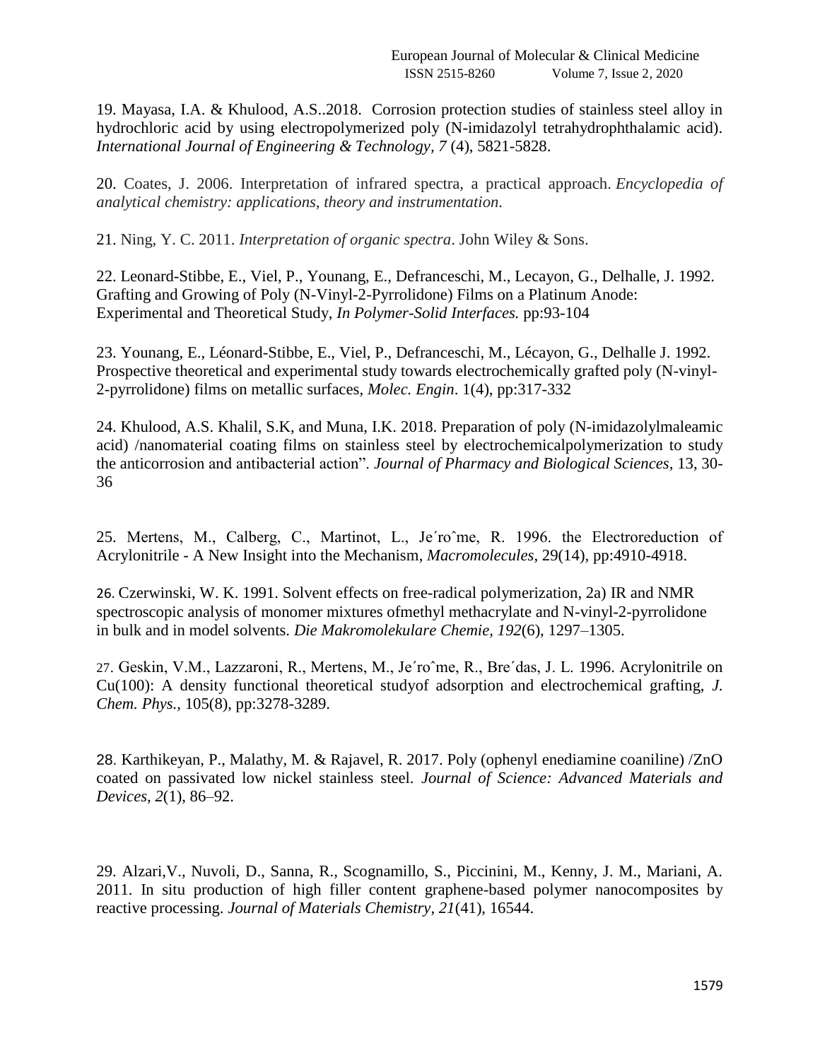19. Mayasa, I.A. & Khulood, A.S..2018. Corrosion protection studies of stainless steel alloy in hydrochloric acid by using electropolymerized poly (N-imidazolyl tetrahydrophthalamic acid). *International Journal of Engineering & Technology, 7* (4), 5821-5828.

20. Coates, J. 2006. Interpretation of infrared spectra, a practical approach. *Encyclopedia of analytical chemistry: applications, theory and instrumentation*.

21. Ning, Y. C. 2011. *Interpretation of organic spectra*. John Wiley & Sons.

22. Leonard-Stibbe, E., Viel, P., Younang, E., Defranceschi, M., Lecayon, G., Delhalle, J. 1992. Grafting and Growing of Poly (N-Vinyl-2-Pyrrolidone) Films on a Platinum Anode: Experimental and Theoretical Study, *In Polymer-Solid Interfaces.* pp:93-104

23. Younang, E., Léonard-Stibbe, E., Viel, P., Defranceschi, M., Lécayon, G., Delhalle J. 1992. Prospective theoretical and experimental study towards electrochemically grafted poly (N-vinyl-2-pyrrolidone) films on metallic surfaces, *Molec. Engin*. 1(4), pp:317-332

24. Khulood, A.S. Khalil, S.K, and Muna, I.K. 2018. Preparation of poly (N-imidazolylmaleamic acid) /nanomaterial coating films on stainless steel by electrochemicalpolymerization to study the anticorrosion and antibacterial action". *Journal of Pharmacy and Biological Sciences*, 13, 30-36

25. Mertens, M., Calberg, C., Martinot, L., Je´roˆme, R. 1996. the Electroreduction of Acrylonitrile - A New Insight into the Mechanism, *Macromolecules*, 29(14), pp:4910-4918.

26. Czerwinski, W. K. 1991. Solvent effects on free-radical polymerization, 2a) IR and NMR spectroscopic analysis of monomer mixtures ofmethyl methacrylate and N-vinyl-2-pyrrolidone in bulk and in model solvents. *Die Makromolekulare Chemie, 192*(6), 1297–1305.

27. Geskin, V.M., Lazzaroni, R., Mertens, M., Je´roˆme, R., Bre´das, J. L. 1996. Acrylonitrile on Cu(100): A density functional theoretical studyof adsorption and electrochemical grafting, *J. Chem. Phys.*, 105(8), pp:3278-3289.

28. Karthikeyan, P., Malathy, M. & Rajavel, R. 2017. Poly (ophenyl enediamine coaniline) /ZnO coated on passivated low nickel stainless steel. *Journal of Science: Advanced Materials and Devices, 2*(1), 86–92.

29. Alzari,V., Nuvoli, D., Sanna, R., Scognamillo, S., Piccinini, M., Kenny, J. M., Mariani, A. 2011. In situ production of high filler content graphene-based polymer nanocomposites by reactive processing. *Journal of Materials Chemistry, 21*(41), 16544.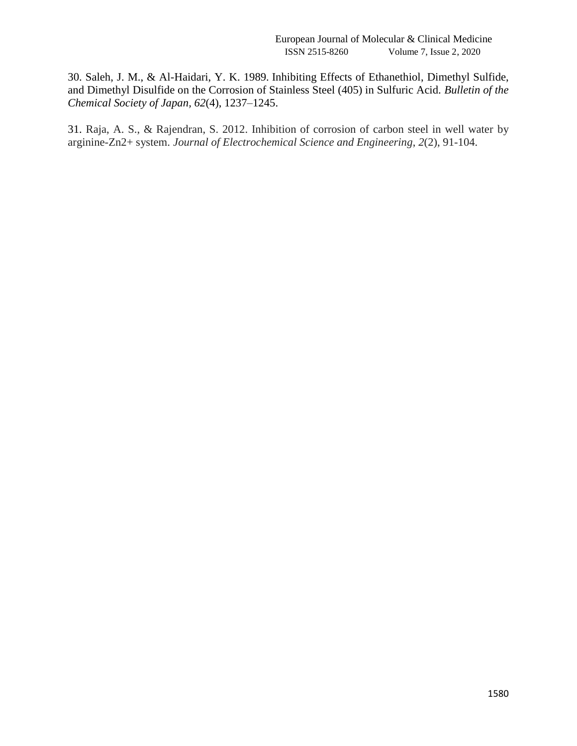30. Saleh, J. M., & Al-Haidari, Y. K. 1989. Inhibiting Effects of Ethanethiol, Dimethyl Sulfide, and Dimethyl Disulfide on the Corrosion of Stainless Steel (405) in Sulfuric Acid. *Bulletin of the Chemical Society of Japan*, *62*(4), 1237–1245.

31. Raja, A. S., & Rajendran, S. 2012. Inhibition of corrosion of carbon steel in well water by arginine-Zn2+ system. *Journal of Electrochemical Science and Engineering*, *2*(2), 91-104.